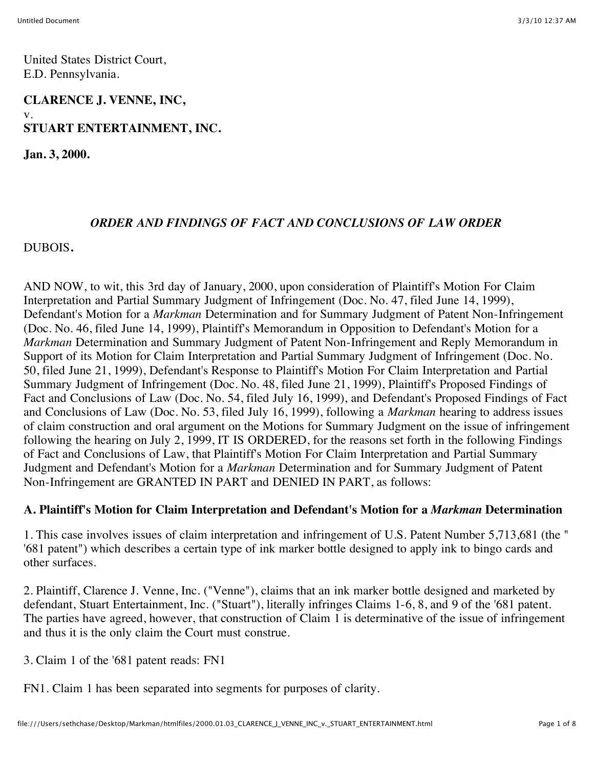United States District Court,
E.D. Pennsylvania.

**CLARENCE J. VENNE, INC,**
v.
**STUART ENTERTAINMENT, INC.**

**Jan. 3, 2000.**

*ORDER AND FINDINGS OF FACT AND CONCLUSIONS OF LAW ORDER*

DUBOIS.

AND NOW, to wit, this 3rd day of January, 2000, upon consideration of Plaintiff's Motion For Claim Interpretation and Partial Summary Judgment of Infringement (Doc. No. 47, filed June 14, 1999), Defendant's Motion for a *Markman* Determination and for Summary Judgment of Patent Non-Infringement (Doc. No. 46, filed June 14, 1999), Plaintiff's Memorandum in Opposition to Defendant's Motion for a *Markman* Determination and Summary Judgment of Patent Non-Infringement and Reply Memorandum in Support of its Motion for Claim Interpretation and Partial Summary Judgment of Infringement (Doc. No. 50, filed June 21, 1999), Defendant's Response to Plaintiff's Motion For Claim Interpretation and Partial Summary Judgment of Infringement (Doc. No. 48, filed June 21, 1999), Plaintiff's Proposed Findings of Fact and Conclusions of Law (Doc. No. 54, filed July 16, 1999), and Defendant's Proposed Findings of Fact and Conclusions of Law (Doc. No. 53, filed July 16, 1999), following a *Markman* hearing to address issues of claim construction and oral argument on the Motions for Summary Judgment on the issue of infringement following the hearing on July 2, 1999, IT IS ORDERED, for the reasons set forth in the following Findings of Fact and Conclusions of Law, that Plaintiff's Motion For Claim Interpretation and Partial Summary Judgment and Defendant's Motion for a *Markman* Determination and for Summary Judgment of Patent Non-Infringement are GRANTED IN PART and DENIED IN PART, as follows:

**A. Plaintiff's Motion for Claim Interpretation and Defendant's Motion for a *Markman* Determination**

1. This case involves issues of claim interpretation and infringement of U.S. Patent Number 5,713,681 (the " '681 patent") which describes a certain type of ink marker bottle designed to apply ink to bingo cards and other surfaces.

2. Plaintiff, Clarence J. Venne, Inc. ("Venne"), claims that an ink marker bottle designed and marketed by defendant, Stuart Entertainment, Inc. ("Stuart"), literally infringes Claims 1-6, 8, and 9 of the '681 patent. The parties have agreed, however, that construction of Claim 1 is determinative of the issue of infringement and thus it is the only claim the Court must construe.

3. Claim 1 of the '681 patent reads: FN1

FN1. Claim 1 has been separated into segments for purposes of clarity.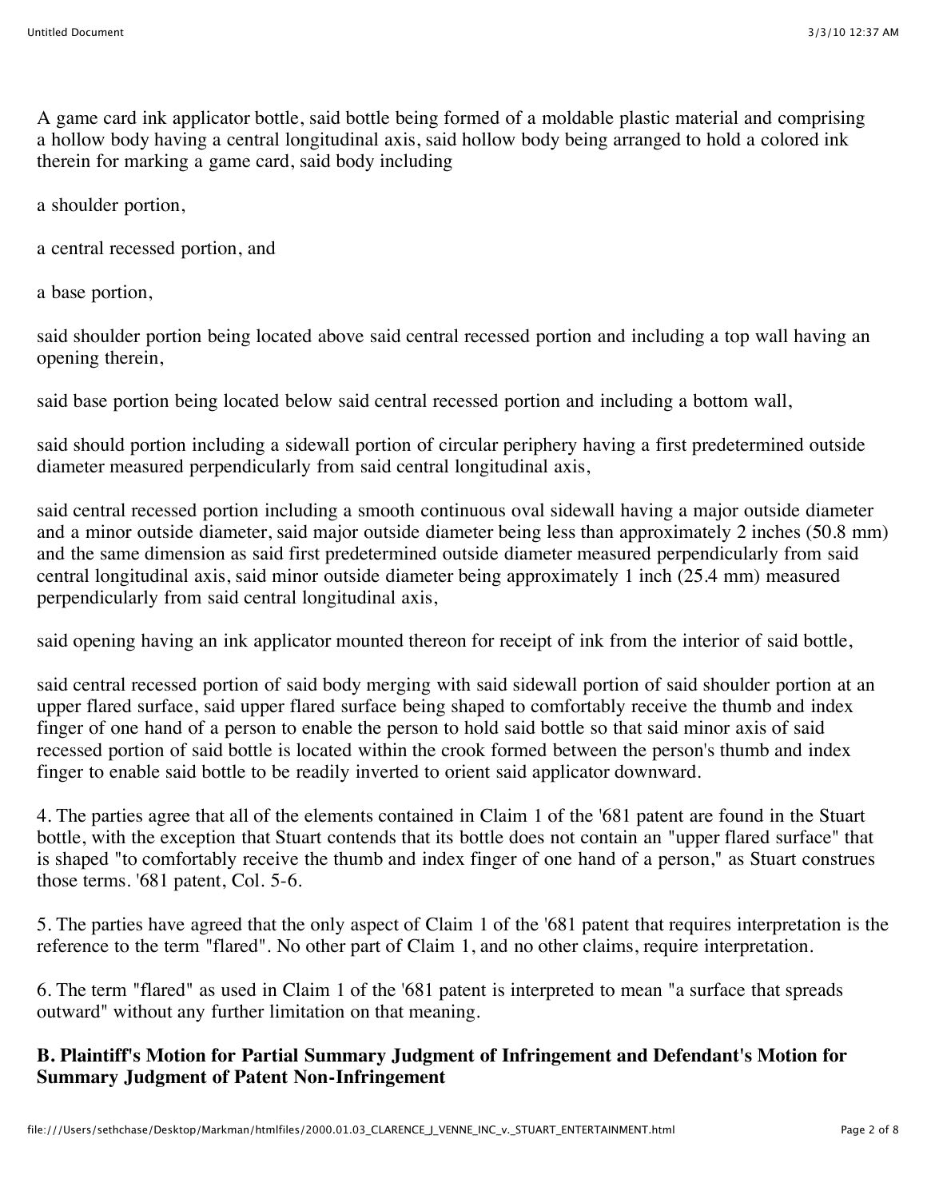A game card ink applicator bottle, said bottle being formed of a moldable plastic material and comprising a hollow body having a central longitudinal axis, said hollow body being arranged to hold a colored ink therein for marking a game card, said body including

a shoulder portion,

a central recessed portion, and

a base portion,

said shoulder portion being located above said central recessed portion and including a top wall having an opening therein,

said base portion being located below said central recessed portion and including a bottom wall,

said should portion including a sidewall portion of circular periphery having a first predetermined outside diameter measured perpendicularly from said central longitudinal axis,

said central recessed portion including a smooth continuous oval sidewall having a major outside diameter and a minor outside diameter, said major outside diameter being less than approximately 2 inches (50.8 mm) and the same dimension as said first predetermined outside diameter measured perpendicularly from said central longitudinal axis, said minor outside diameter being approximately 1 inch (25.4 mm) measured perpendicularly from said central longitudinal axis,

said opening having an ink applicator mounted thereon for receipt of ink from the interior of said bottle,

said central recessed portion of said body merging with said sidewall portion of said shoulder portion at an upper flared surface, said upper flared surface being shaped to comfortably receive the thumb and index finger of one hand of a person to enable the person to hold said bottle so that said minor axis of said recessed portion of said bottle is located within the crook formed between the person's thumb and index finger to enable said bottle to be readily inverted to orient said applicator downward.

4. The parties agree that all of the elements contained in Claim 1 of the '681 patent are found in the Stuart bottle, with the exception that Stuart contends that its bottle does not contain an "upper flared surface" that is shaped "to comfortably receive the thumb and index finger of one hand of a person," as Stuart construes those terms. '681 patent, Col. 5-6.

5. The parties have agreed that the only aspect of Claim 1 of the '681 patent that requires interpretation is the reference to the term "flared". No other part of Claim 1, and no other claims, require interpretation.

6. The term "flared" as used in Claim 1 of the '681 patent is interpreted to mean "a surface that spreads outward" without any further limitation on that meaning.

**B. Plaintiff's Motion for Partial Summary Judgment of Infringement and Defendant's Motion for Summary Judgment of Patent Non-Infringement**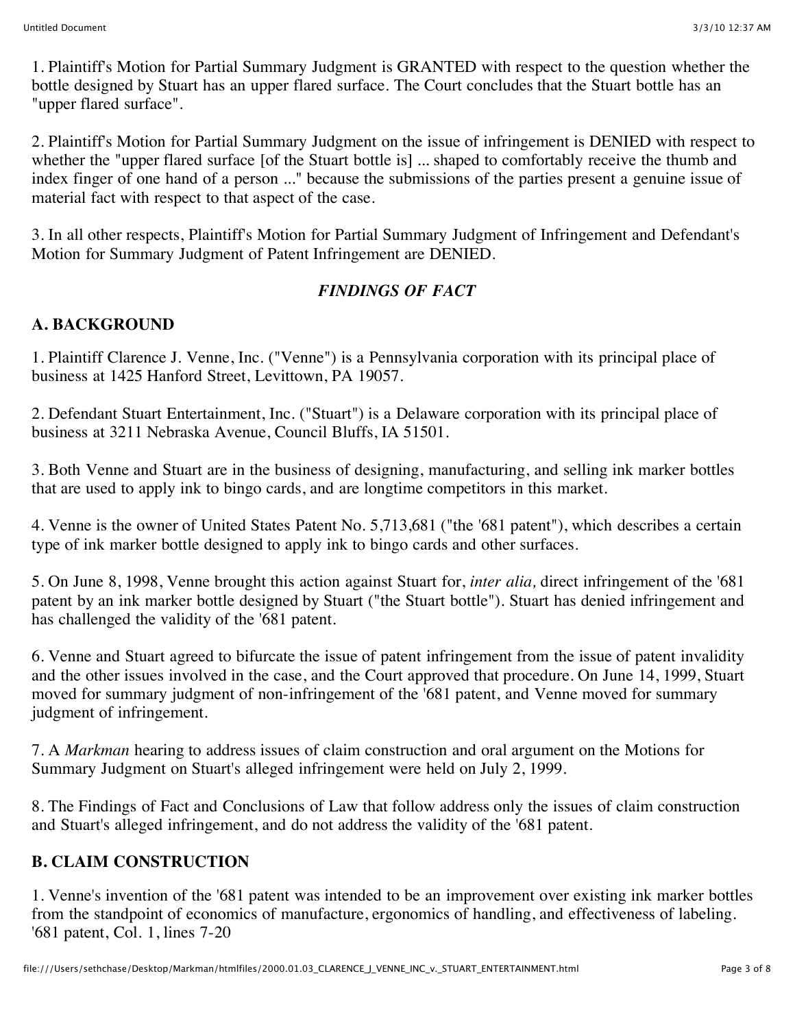1. Plaintiff's Motion for Partial Summary Judgment is GRANTED with respect to the question whether the bottle designed by Stuart has an upper flared surface. The Court concludes that the Stuart bottle has an "upper flared surface".

2. Plaintiff's Motion for Partial Summary Judgment on the issue of infringement is DENIED with respect to whether the "upper flared surface [of the Stuart bottle is] ... shaped to comfortably receive the thumb and index finger of one hand of a person ..." because the submissions of the parties present a genuine issue of material fact with respect to that aspect of the case.

3. In all other respects, Plaintiff's Motion for Partial Summary Judgment of Infringement and Defendant's Motion for Summary Judgment of Patent Infringement are DENIED.

### *FINDINGS OF FACT*

### A. BACKGROUND

1. Plaintiff Clarence J. Venne, Inc. ("Venne") is a Pennsylvania corporation with its principal place of business at 1425 Hanford Street, Levittown, PA 19057.

2. Defendant Stuart Entertainment, Inc. ("Stuart") is a Delaware corporation with its principal place of business at 3211 Nebraska Avenue, Council Bluffs, IA 51501.

3. Both Venne and Stuart are in the business of designing, manufacturing, and selling ink marker bottles that are used to apply ink to bingo cards, and are longtime competitors in this market.

4. Venne is the owner of United States Patent No. 5,713,681 ("the '681 patent"), which describes a certain type of ink marker bottle designed to apply ink to bingo cards and other surfaces.

5. On June 8, 1998, Venne brought this action against Stuart for, *inter alia,* direct infringement of the '681 patent by an ink marker bottle designed by Stuart ("the Stuart bottle"). Stuart has denied infringement and has challenged the validity of the '681 patent.

6. Venne and Stuart agreed to bifurcate the issue of patent infringement from the issue of patent invalidity and the other issues involved in the case, and the Court approved that procedure. On June 14, 1999, Stuart moved for summary judgment of non-infringement of the '681 patent, and Venne moved for summary judgment of infringement.

7. A *Markman* hearing to address issues of claim construction and oral argument on the Motions for Summary Judgment on Stuart's alleged infringement were held on July 2, 1999.

8. The Findings of Fact and Conclusions of Law that follow address only the issues of claim construction and Stuart's alleged infringement, and do not address the validity of the '681 patent.

### B. CLAIM CONSTRUCTION

1. Venne's invention of the '681 patent was intended to be an improvement over existing ink marker bottles from the standpoint of economics of manufacture, ergonomics of handling, and effectiveness of labeling. '681 patent, Col. 1, lines 7-20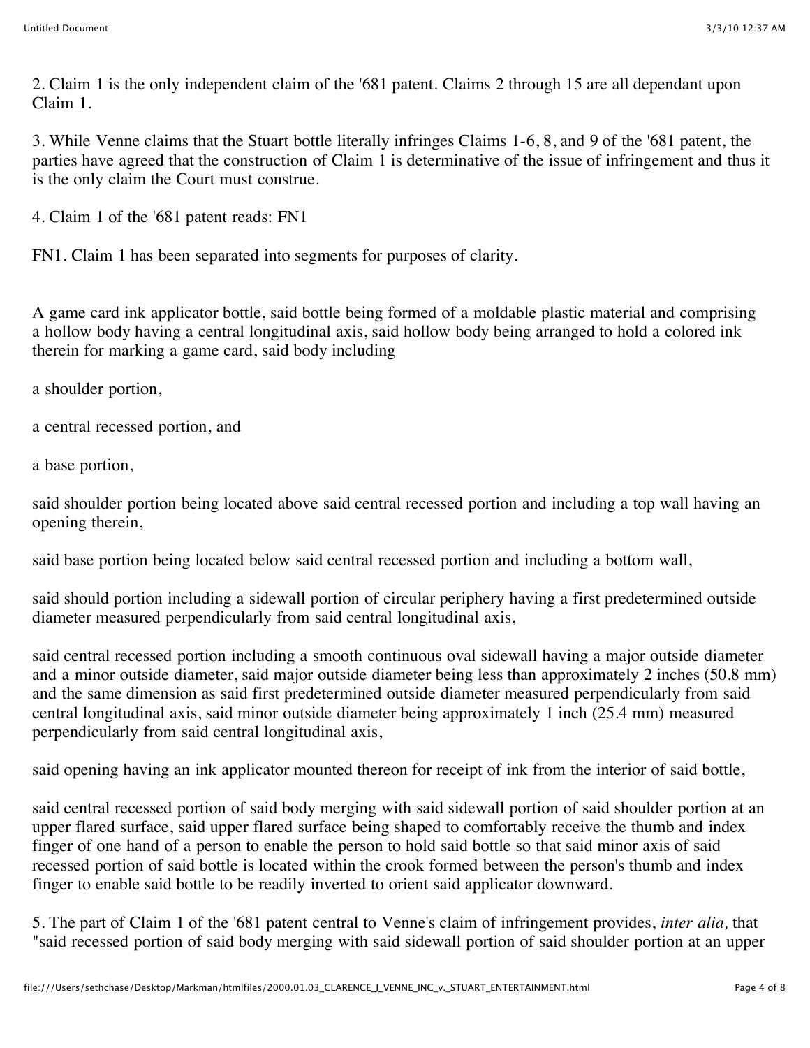2. Claim 1 is the only independent claim of the '681 patent. Claims 2 through 15 are all dependant upon Claim 1.

3. While Venne claims that the Stuart bottle literally infringes Claims 1-6, 8, and 9 of the '681 patent, the parties have agreed that the construction of Claim 1 is determinative of the issue of infringement and thus it is the only claim the Court must construe.

4. Claim 1 of the '681 patent reads: FN1

FN1. Claim 1 has been separated into segments for purposes of clarity.

A game card ink applicator bottle, said bottle being formed of a moldable plastic material and comprising a hollow body having a central longitudinal axis, said hollow body being arranged to hold a colored ink therein for marking a game card, said body including

a shoulder portion,

a central recessed portion, and

a base portion,

said shoulder portion being located above said central recessed portion and including a top wall having an opening therein,

said base portion being located below said central recessed portion and including a bottom wall,

said should portion including a sidewall portion of circular periphery having a first predetermined outside diameter measured perpendicularly from said central longitudinal axis,

said central recessed portion including a smooth continuous oval sidewall having a major outside diameter and a minor outside diameter, said major outside diameter being less than approximately 2 inches (50.8 mm) and the same dimension as said first predetermined outside diameter measured perpendicularly from said central longitudinal axis, said minor outside diameter being approximately 1 inch (25.4 mm) measured perpendicularly from said central longitudinal axis,

said opening having an ink applicator mounted thereon for receipt of ink from the interior of said bottle,

said central recessed portion of said body merging with said sidewall portion of said shoulder portion at an upper flared surface, said upper flared surface being shaped to comfortably receive the thumb and index finger of one hand of a person to enable the person to hold said bottle so that said minor axis of said recessed portion of said bottle is located within the crook formed between the person's thumb and index finger to enable said bottle to be readily inverted to orient said applicator downward.

5. The part of Claim 1 of the '681 patent central to Venne's claim of infringement provides, *inter alia,* that "said recessed portion of said body merging with said sidewall portion of said shoulder portion at an upper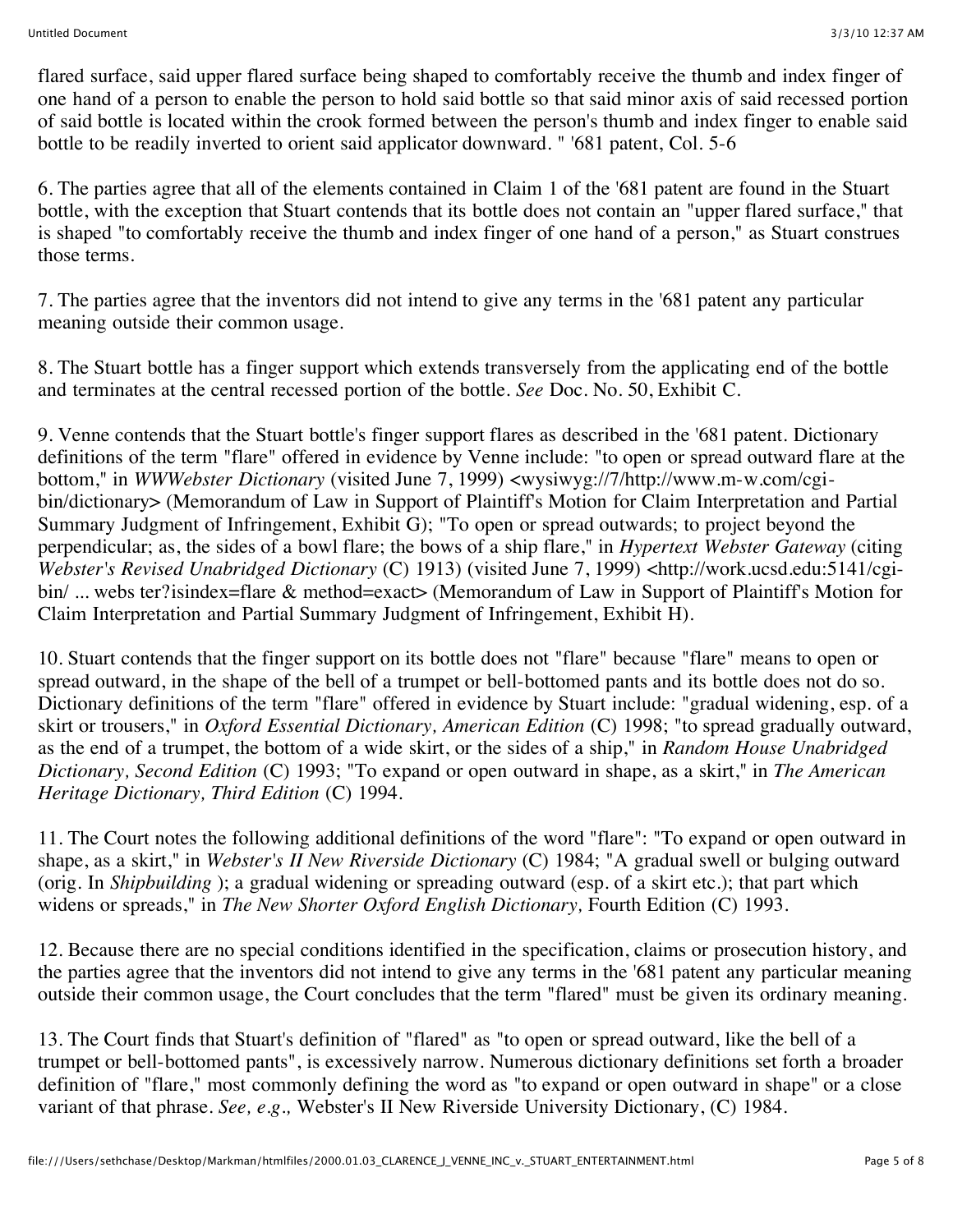flared surface, said upper flared surface being shaped to comfortably receive the thumb and index finger of one hand of a person to enable the person to hold said bottle so that said minor axis of said recessed portion of said bottle is located within the crook formed between the person's thumb and index finger to enable said bottle to be readily inverted to orient said applicator downward. " '681 patent, Col. 5-6

6. The parties agree that all of the elements contained in Claim 1 of the '681 patent are found in the Stuart bottle, with the exception that Stuart contends that its bottle does not contain an "upper flared surface," that is shaped "to comfortably receive the thumb and index finger of one hand of a person," as Stuart construes those terms.

7. The parties agree that the inventors did not intend to give any terms in the '681 patent any particular meaning outside their common usage.

8. The Stuart bottle has a finger support which extends transversely from the applicating end of the bottle and terminates at the central recessed portion of the bottle. *See* Doc. No. 50, Exhibit C.

9. Venne contends that the Stuart bottle's finger support flares as described in the '681 patent. Dictionary definitions of the term "flare" offered in evidence by Venne include: "to open or spread outward flare at the bottom," in *WWWebster Dictionary* (visited June 7, 1999) <wysiwyg://7/http://www.m-w.com/cgi-bin/dictionary> (Memorandum of Law in Support of Plaintiff's Motion for Claim Interpretation and Partial Summary Judgment of Infringement, Exhibit G); "To open or spread outwards; to project beyond the perpendicular; as, the sides of a bowl flare; the bows of a ship flare," in *Hypertext Webster Gateway* (citing *Webster's Revised Unabridged Dictionary* (C) 1913) (visited June 7, 1999) <http://work.ucsd.edu:5141/cgi-bin/ ... webs ter?isindex=flare & method=exact> (Memorandum of Law in Support of Plaintiff's Motion for Claim Interpretation and Partial Summary Judgment of Infringement, Exhibit H).

10. Stuart contends that the finger support on its bottle does not "flare" because "flare" means to open or spread outward, in the shape of the bell of a trumpet or bell-bottomed pants and its bottle does not do so. Dictionary definitions of the term "flare" offered in evidence by Stuart include: "gradual widening, esp. of a skirt or trousers," in *Oxford Essential Dictionary, American Edition* (C) 1998; "to spread gradually outward, as the end of a trumpet, the bottom of a wide skirt, or the sides of a ship," in *Random House Unabridged Dictionary, Second Edition* (C) 1993; "To expand or open outward in shape, as a skirt," in *The American Heritage Dictionary, Third Edition* (C) 1994.

11. The Court notes the following additional definitions of the word "flare": "To expand or open outward in shape, as a skirt," in *Webster's II New Riverside Dictionary* (C) 1984; "A gradual swell or bulging outward (orig. In *Shipbuilding* ); a gradual widening or spreading outward (esp. of a skirt etc.); that part which widens or spreads," in *The New Shorter Oxford English Dictionary,* Fourth Edition (C) 1993.

12. Because there are no special conditions identified in the specification, claims or prosecution history, and the parties agree that the inventors did not intend to give any terms in the '681 patent any particular meaning outside their common usage, the Court concludes that the term "flared" must be given its ordinary meaning.

13. The Court finds that Stuart's definition of "flared" as "to open or spread outward, like the bell of a trumpet or bell-bottomed pants", is excessively narrow. Numerous dictionary definitions set forth a broader definition of "flare," most commonly defining the word as "to expand or open outward in shape" or a close variant of that phrase. *See, e.g.,* Webster's II New Riverside University Dictionary, (C) 1984.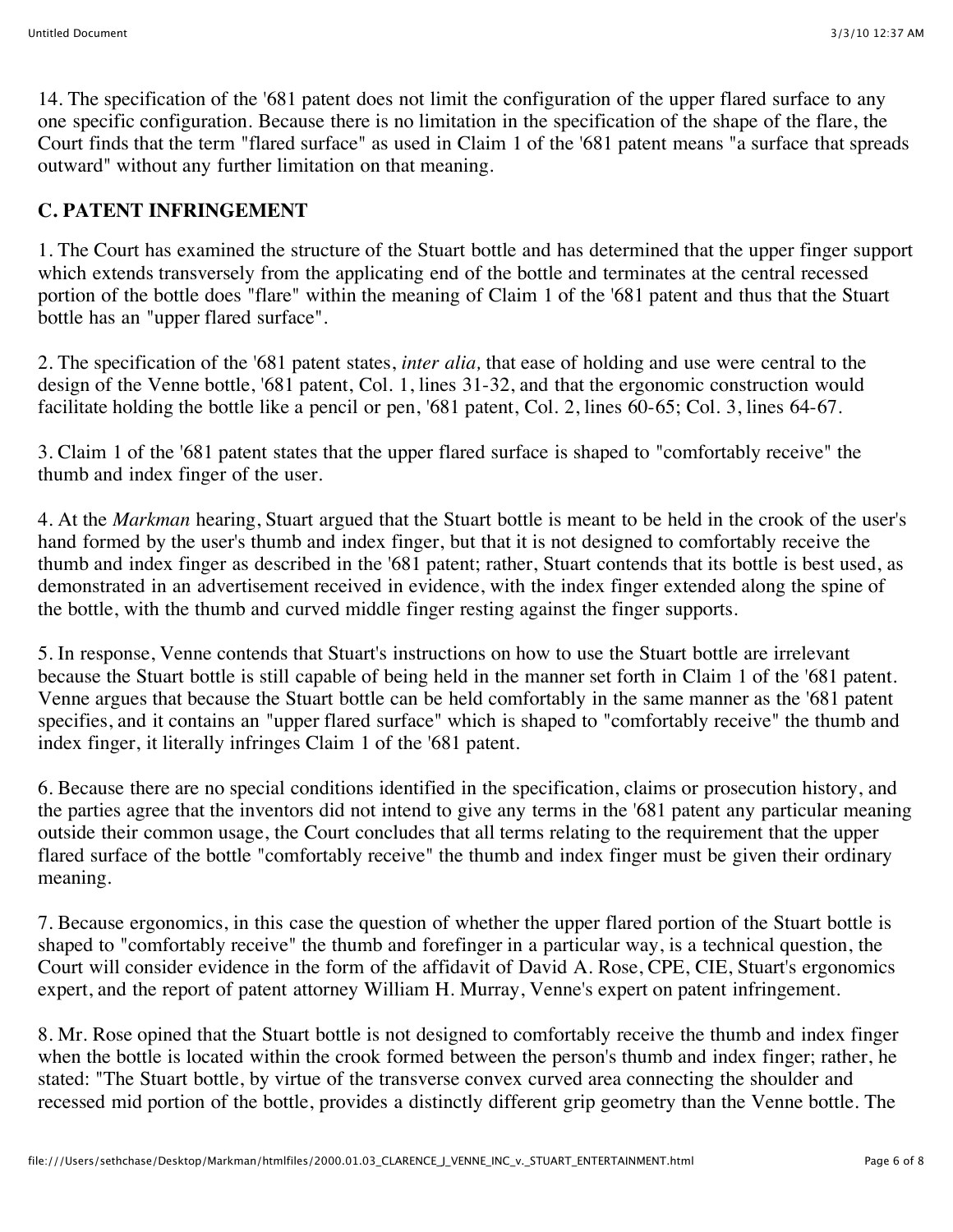14. The specification of the '681 patent does not limit the configuration of the upper flared surface to any one specific configuration. Because there is no limitation in the specification of the shape of the flare, the Court finds that the term "flared surface" as used in Claim 1 of the '681 patent means "a surface that spreads outward" without any further limitation on that meaning.

## C. PATENT INFRINGEMENT

1. The Court has examined the structure of the Stuart bottle and has determined that the upper finger support which extends transversely from the applicating end of the bottle and terminates at the central recessed portion of the bottle does "flare" within the meaning of Claim 1 of the '681 patent and thus that the Stuart bottle has an "upper flared surface".

2. The specification of the '681 patent states, *inter alia,* that ease of holding and use were central to the design of the Venne bottle, '681 patent, Col. 1, lines 31-32, and that the ergonomic construction would facilitate holding the bottle like a pencil or pen, '681 patent, Col. 2, lines 60-65; Col. 3, lines 64-67.

3. Claim 1 of the '681 patent states that the upper flared surface is shaped to "comfortably receive" the thumb and index finger of the user.

4. At the *Markman* hearing, Stuart argued that the Stuart bottle is meant to be held in the crook of the user's hand formed by the user's thumb and index finger, but that it is not designed to comfortably receive the thumb and index finger as described in the '681 patent; rather, Stuart contends that its bottle is best used, as demonstrated in an advertisement received in evidence, with the index finger extended along the spine of the bottle, with the thumb and curved middle finger resting against the finger supports.

5. In response, Venne contends that Stuart's instructions on how to use the Stuart bottle are irrelevant because the Stuart bottle is still capable of being held in the manner set forth in Claim 1 of the '681 patent. Venne argues that because the Stuart bottle can be held comfortably in the same manner as the '681 patent specifies, and it contains an "upper flared surface" which is shaped to "comfortably receive" the thumb and index finger, it literally infringes Claim 1 of the '681 patent.

6. Because there are no special conditions identified in the specification, claims or prosecution history, and the parties agree that the inventors did not intend to give any terms in the '681 patent any particular meaning outside their common usage, the Court concludes that all terms relating to the requirement that the upper flared surface of the bottle "comfortably receive" the thumb and index finger must be given their ordinary meaning.

7. Because ergonomics, in this case the question of whether the upper flared portion of the Stuart bottle is shaped to "comfortably receive" the thumb and forefinger in a particular way, is a technical question, the Court will consider evidence in the form of the affidavit of David A. Rose, CPE, CIE, Stuart's ergonomics expert, and the report of patent attorney William H. Murray, Venne's expert on patent infringement.

8. Mr. Rose opined that the Stuart bottle is not designed to comfortably receive the thumb and index finger when the bottle is located within the crook formed between the person's thumb and index finger; rather, he stated: "The Stuart bottle, by virtue of the transverse convex curved area connecting the shoulder and recessed mid portion of the bottle, provides a distinctly different grip geometry than the Venne bottle. The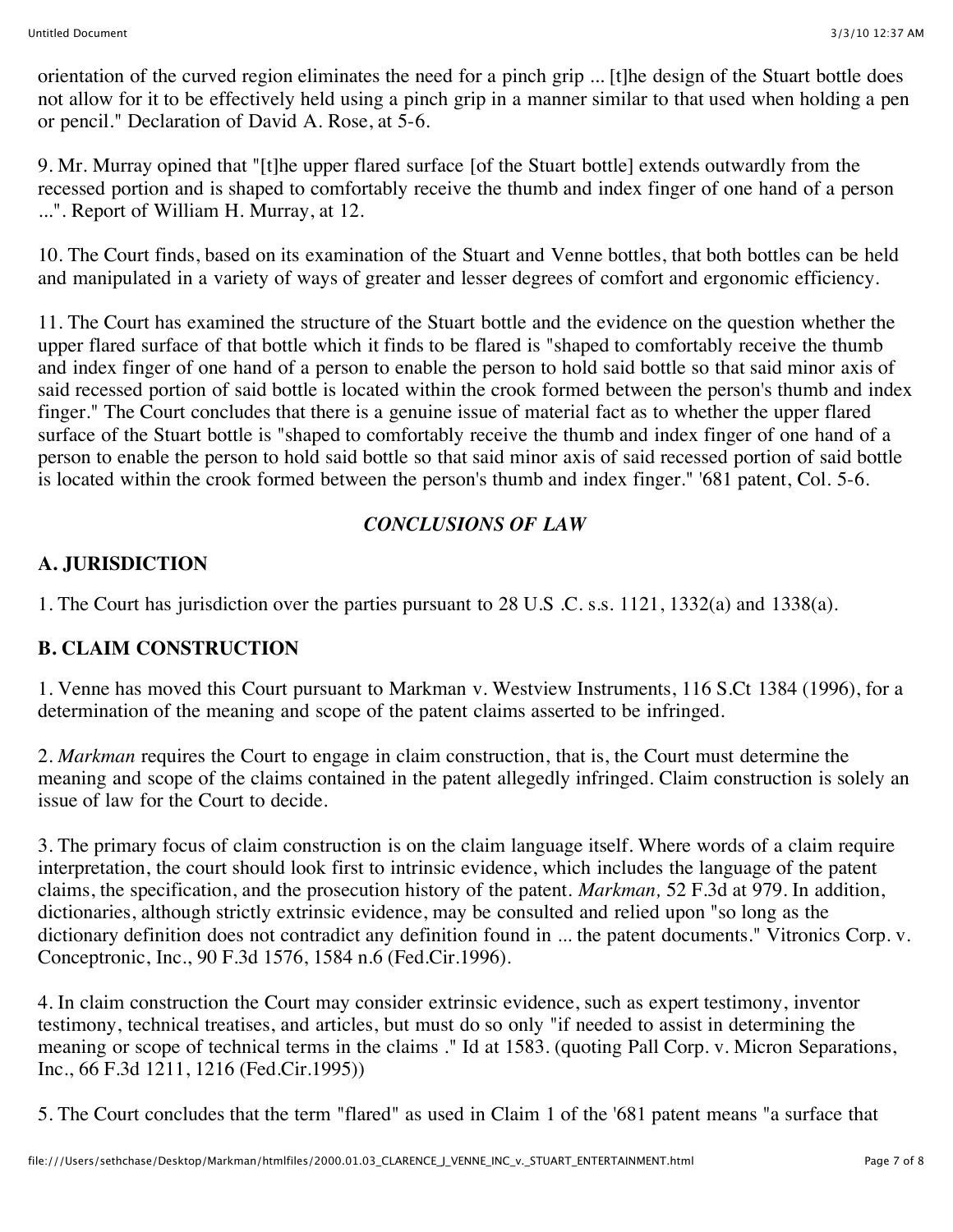orientation of the curved region eliminates the need for a pinch grip ... [t]he design of the Stuart bottle does not allow for it to be effectively held using a pinch grip in a manner similar to that used when holding a pen or pencil." Declaration of David A. Rose, at 5-6.

9. Mr. Murray opined that "[t]he upper flared surface [of the Stuart bottle] extends outwardly from the recessed portion and is shaped to comfortably receive the thumb and index finger of one hand of a person ...". Report of William H. Murray, at 12.

10. The Court finds, based on its examination of the Stuart and Venne bottles, that both bottles can be held and manipulated in a variety of ways of greater and lesser degrees of comfort and ergonomic efficiency.

11. The Court has examined the structure of the Stuart bottle and the evidence on the question whether the upper flared surface of that bottle which it finds to be flared is "shaped to comfortably receive the thumb and index finger of one hand of a person to enable the person to hold said bottle so that said minor axis of said recessed portion of said bottle is located within the crook formed between the person's thumb and index finger." The Court concludes that there is a genuine issue of material fact as to whether the upper flared surface of the Stuart bottle is "shaped to comfortably receive the thumb and index finger of one hand of a person to enable the person to hold said bottle so that said minor axis of said recessed portion of said bottle is located within the crook formed between the person's thumb and index finger." '681 patent, Col. 5-6.

## *CONCLUSIONS OF LAW*

### A. JURISDICTION

1. The Court has jurisdiction over the parties pursuant to 28 U.S .C. s.s. 1121, 1332(a) and 1338(a).

### B. CLAIM CONSTRUCTION

1. Venne has moved this Court pursuant to Markman v. Westview Instruments, 116 S.Ct 1384 (1996), for a determination of the meaning and scope of the patent claims asserted to be infringed.

2. *Markman* requires the Court to engage in claim construction, that is, the Court must determine the meaning and scope of the claims contained in the patent allegedly infringed. Claim construction is solely an issue of law for the Court to decide.

3. The primary focus of claim construction is on the claim language itself. Where words of a claim require interpretation, the court should look first to intrinsic evidence, which includes the language of the patent claims, the specification, and the prosecution history of the patent. *Markman,* 52 F.3d at 979. In addition, dictionaries, although strictly extrinsic evidence, may be consulted and relied upon "so long as the dictionary definition does not contradict any definition found in ... the patent documents." Vitronics Corp. v. Conceptronic, Inc., 90 F.3d 1576, 1584 n.6 (Fed.Cir.1996).

4. In claim construction the Court may consider extrinsic evidence, such as expert testimony, inventor testimony, technical treatises, and articles, but must do so only "if needed to assist in determining the meaning or scope of technical terms in the claims ." Id at 1583. (quoting Pall Corp. v. Micron Separations, Inc., 66 F.3d 1211, 1216 (Fed.Cir.1995))

5. The Court concludes that the term "flared" as used in Claim 1 of the '681 patent means "a surface that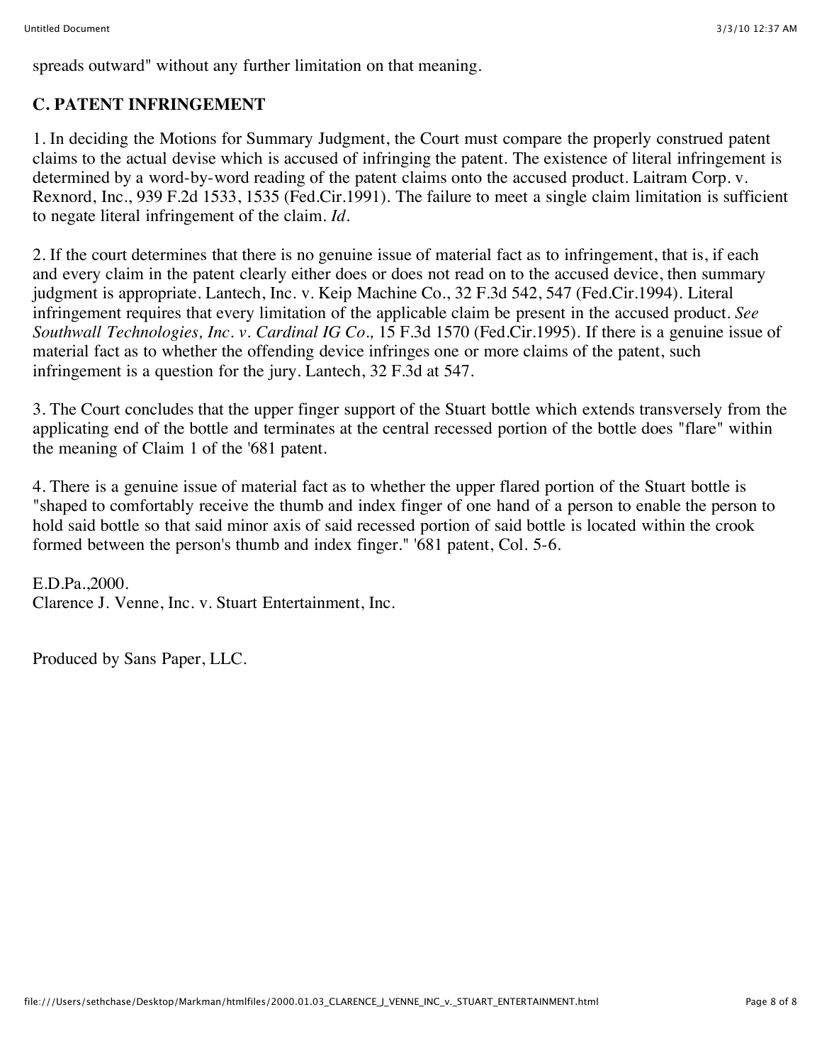spreads outward" without any further limitation on that meaning.

## C. PATENT INFRINGEMENT

1. In deciding the Motions for Summary Judgment, the Court must compare the properly construed patent claims to the actual devise which is accused of infringing the patent. The existence of literal infringement is determined by a word-by-word reading of the patent claims onto the accused product. Laitram Corp. v. Rexnord, Inc., 939 F.2d 1533, 1535 (Fed.Cir.1991). The failure to meet a single claim limitation is sufficient to negate literal infringement of the claim. *Id.*

2. If the court determines that there is no genuine issue of material fact as to infringement, that is, if each and every claim in the patent clearly either does or does not read on to the accused device, then summary judgment is appropriate. Lantech, Inc. v. Keip Machine Co., 32 F.3d 542, 547 (Fed.Cir.1994). Literal infringement requires that every limitation of the applicable claim be present in the accused product. *See Southwall Technologies, Inc. v. Cardinal IG Co.,* 15 F.3d 1570 (Fed.Cir.1995). If there is a genuine issue of material fact as to whether the offending device infringes one or more claims of the patent, such infringement is a question for the jury. Lantech, 32 F.3d at 547.

3. The Court concludes that the upper finger support of the Stuart bottle which extends transversely from the applicating end of the bottle and terminates at the central recessed portion of the bottle does "flare" within the meaning of Claim 1 of the '681 patent.

4. There is a genuine issue of material fact as to whether the upper flared portion of the Stuart bottle is "shaped to comfortably receive the thumb and index finger of one hand of a person to enable the person to hold said bottle so that said minor axis of said recessed portion of said bottle is located within the crook formed between the person's thumb and index finger." '681 patent, Col. 5-6.

E.D.Pa.,2000.
Clarence J. Venne, Inc. v. Stuart Entertainment, Inc.

Produced by Sans Paper, LLC.